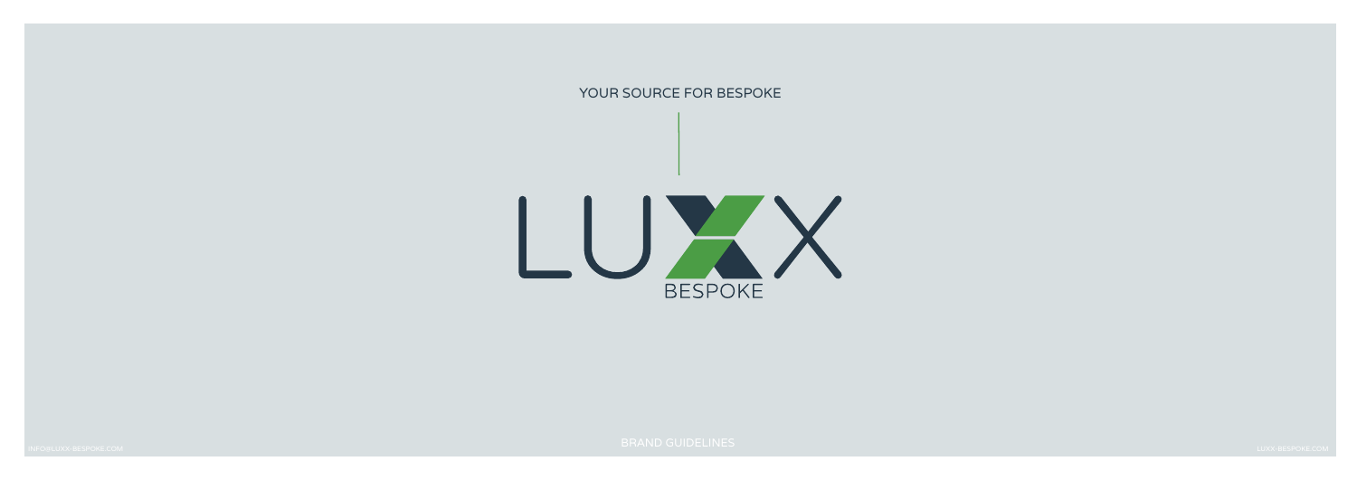YOUR SOURCE FOR BESPOKE

# LUXX

BESPOKE

BRAND GUIDELINES

INFO@LUXX-BESPOKE.COM

LUXX-BESPOKE.COM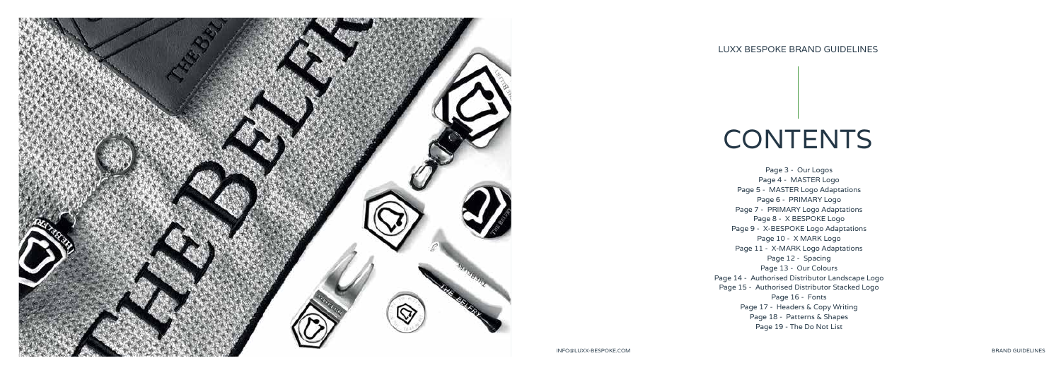LUXX BESPOKE BRAND GUIDELINES

# CONTENTS

Page 3 - Our Logos
Page 4 - MASTER Logo
Page 5 - MASTER Logo Adaptations
Page 6 - PRIMARY Logo
Page 7 - PRIMARY Logo Adaptations
Page 8 - X BESPOKE Logo
Page 9 - X-BESPOKE Logo Adaptations
Page 10 - X MARK Logo
Page 11 - X-MARK Logo Adaptations
Page 12 - Spacing
Page 13 - Our Colours
Page 14 - Authorised Distributor Landscape Logo
Page 15 - Authorised Distributor Stacked Logo
Page 16 - Fonts
Page 17 - Headers & Copy Writing
Page 18 - Patterns & Shapes
Page 19 - The Do Not List

INFO@LUXX-BESPOKE.COM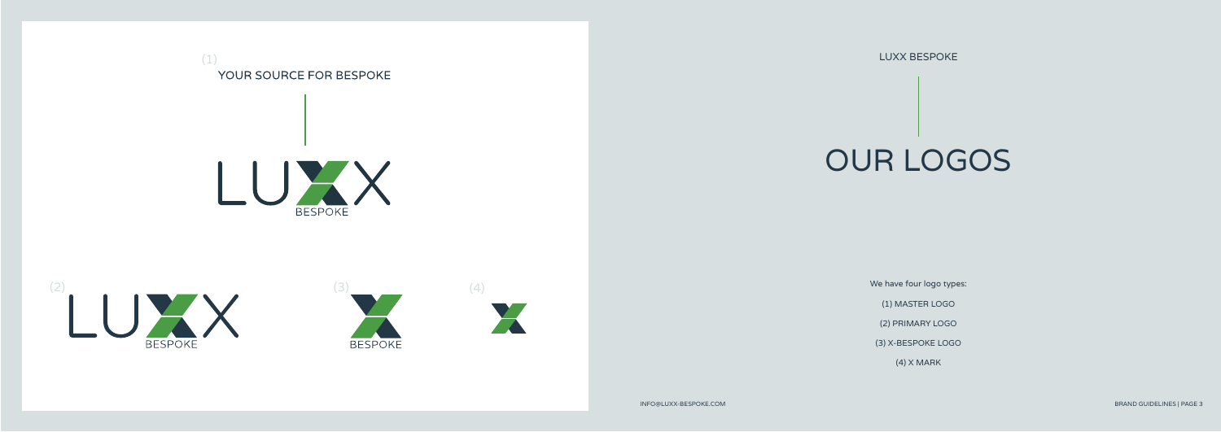(1)

YOUR SOURCE FOR BESPOKE

LUXX BESPOKE

(2) LUXX BESPOKE

(3) BESPOKE

(4)

LUXX BESPOKE

# OUR LOGOS

We have four logo types:

(1) MASTER LOGO

(2) PRIMARY LOGO

(3) X-BESPOKE LOGO

(4) X MARK

INFO@LUXX-BESPOKE.COM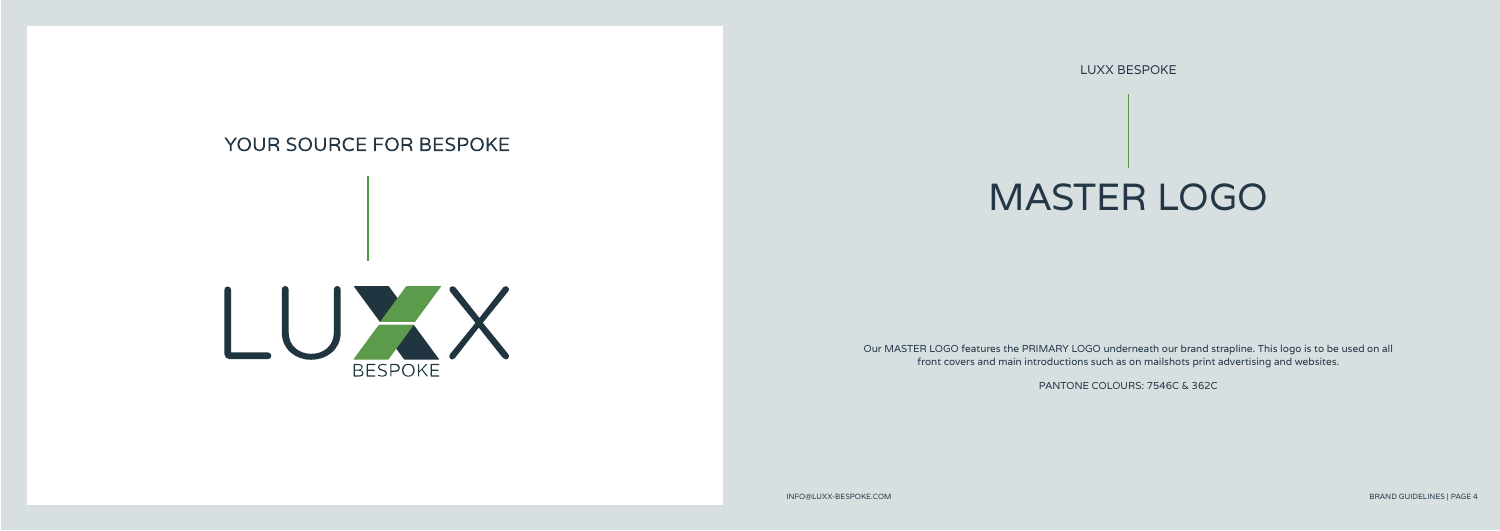YOUR SOURCE FOR BESPOKE

LUXX

BESPOKE

LUXX BESPOKE

# MASTER LOGO

Our MASTER LOGO features the PRIMARY LOGO underneath our brand strapline. This logo is to be used on all front covers and main introductions such as on mailshots print advertising and websites.

PANTONE COLOURS: 7546C & 362C

INFO@LUXX-BESPOKE.COM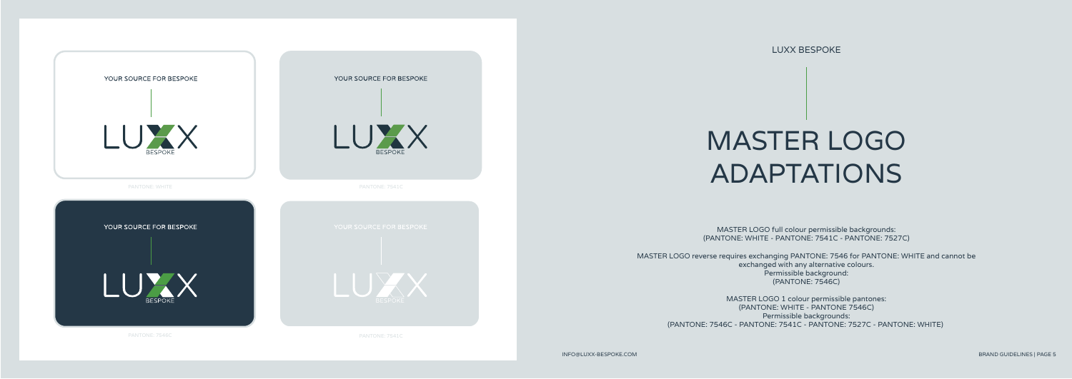YOUR SOURCE FOR BESPOKE

LUXX BESPOKE

PANTONE: WHITE

YOUR SOURCE FOR BESPOKE

LUXX BESPOKE

PANTONE: 7541C

YOUR SOURCE FOR BESPOKE

LUXX BESPOKE

PANTONE: 7546C

YOUR SOURCE FOR BESPOKE

LUXX BESPOKE

PANTONE: 7541C

LUXX BESPOKE

# MASTER LOGO ADAPTATIONS

MASTER LOGO full colour permissible backgrounds:
(PANTONE: WHITE - PANTONE: 7541C - PANTONE: 7527C)

MASTER LOGO reverse requires exchanging PANTONE: 7546 for PANTONE: WHITE and cannot be exchanged with any alternative colours.
Permissible background:
(PANTONE: 7546C)

MASTER LOGO 1 colour permissible pantones:
(PANTONE: WHITE - PANTONE 7546C)
Permissible backgrounds:
(PANTONE: 7546C - PANTONE: 7541C - PANTONE: 7527C - PANTONE: WHITE)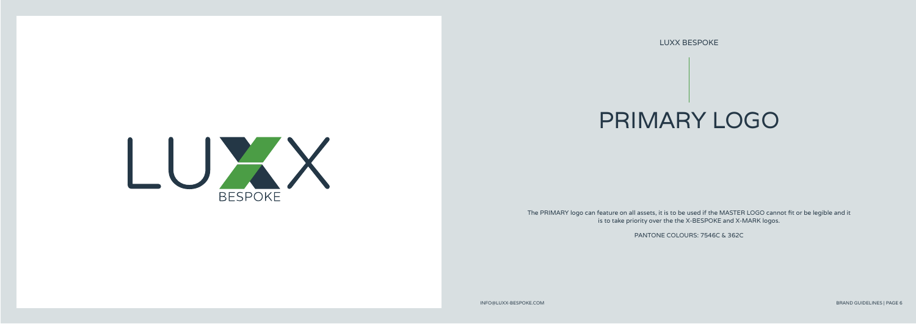LUXX BESPOKE

# PRIMARY LOGO

The PRIMARY logo can feature on all assets, it is to be used if the MASTER LOGO cannot fit or be legible and it is to take priority over the the X-BESPOKE and X-MARK logos.

PANTONE COLOURS: 7546C & 362C

INFO@LUXX-BESPOKE.COM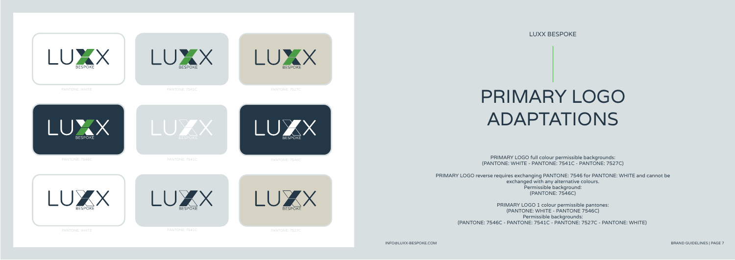LUXX BESPOKE

# PRIMARY LOGO ADAPTATIONS

PANTONE: WHITE

PANTONE: 7541C

PANTONE: 7527C

PANTONE: 7546C

PANTONE: 7541C

PANTONE: 7546C

PANTONE: WHITE

PANTONE: 7541C

PANTONE: 7527C

PRIMARY LOGO full colour permissible backgrounds:
(PANTONE: WHITE - PANTONE: 7541C - PANTONE: 7527C)

PRIMARY LOGO reverse requires exchanging PANTONE: 7546 for PANTONE: WHITE and cannot be exchanged with any alternative colours.
Permissible background:
(PANTONE: 7546C)

PRIMARY LOGO 1 colour permissible pantones:
(PANTONE: WHITE - PANTONE 7546C)
Permissible backgrounds:
(PANTONE: 7546C - PANTONE: 7541C - PANTONE: 7527C - PANTONE: WHITE)

INFO@LUXX-BESPOKE.COM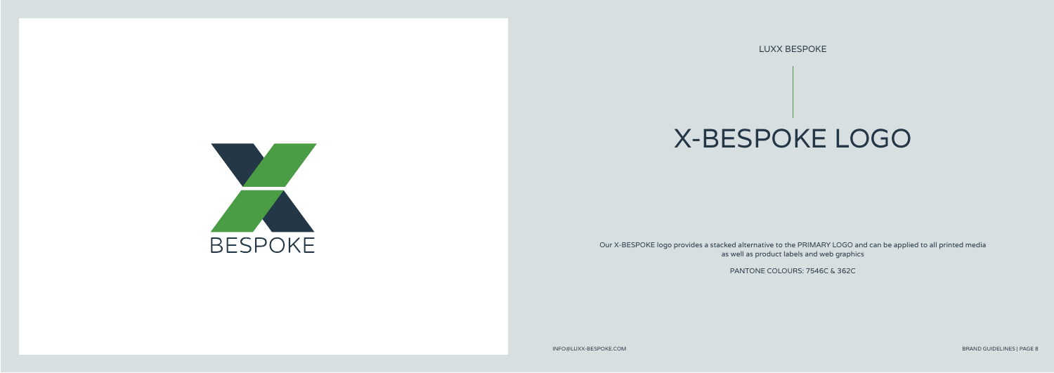LUXX BESPOKE

# X-BESPOKE LOGO

Our X-BESPOKE logo provides a stacked alternative to the PRIMARY LOGO and can be applied to all printed media as well as product labels and web graphics

PANTONE COLOURS: 7546C & 362C

INFO@LUXX-BESPOKE.COM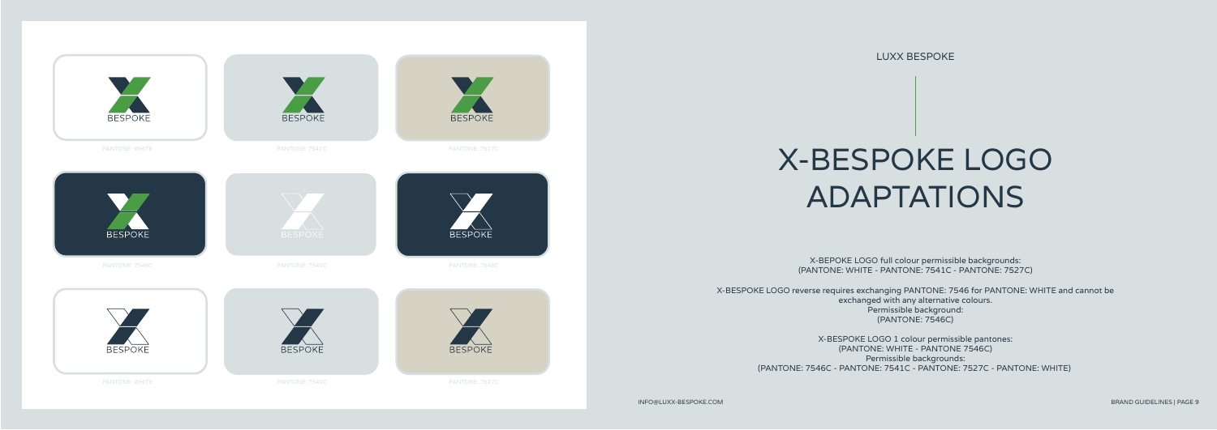LUXX BESPOKE

# X-BESPOKE LOGO ADAPTATIONS

X-BEPOKE LOGO full colour permissible backgrounds:
(PANTONE: WHITE - PANTONE: 7541C - PANTONE: 7527C)

X-BESPOKE LOGO reverse requires exchanging PANTONE: 7546 for PANTONE: WHITE and cannot be exchanged with any alternative colours.
Permissible background:
(PANTONE: 7546C)

X-BESPOKE LOGO 1 colour permissible pantones:
(PANTONE: WHITE - PANTONE 7546C)
Permissible backgrounds:
(PANTONE: 7546C - PANTONE: 7541C - PANTONE: 7527C - PANTONE: WHITE)

BESPOKE

PANTONE: WHITE

BESPOKE

PANTONE: 7541C

BESPOKE

PANTONE: 7527C

BESPOKE

PANTONE: 7546C

BESPOKE

PANTONE: 7541C

BESPOKE

PANTONE: 7546C

BESPOKE

PANTONE: WHITE

BESPOKE

PANTONE: 7541C

BESPOKE

PANTONE: 7527C

INFO@LUXX-BESPOKE.COM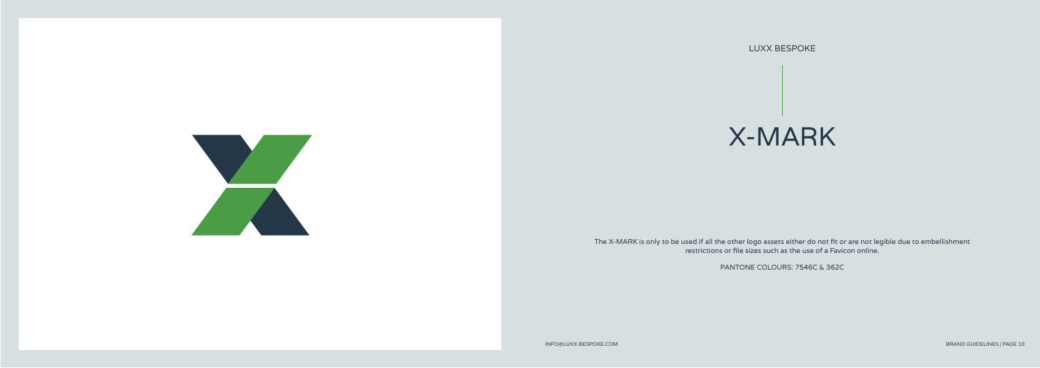LUXX BESPOKE

# X-MARK

The X-MARK is only to be used if all the other logo assets either do not fit or are not legible due to embellishment restrictions or file sizes such as the use of a Favicon online.

PANTONE COLOURS: 7546C & 362C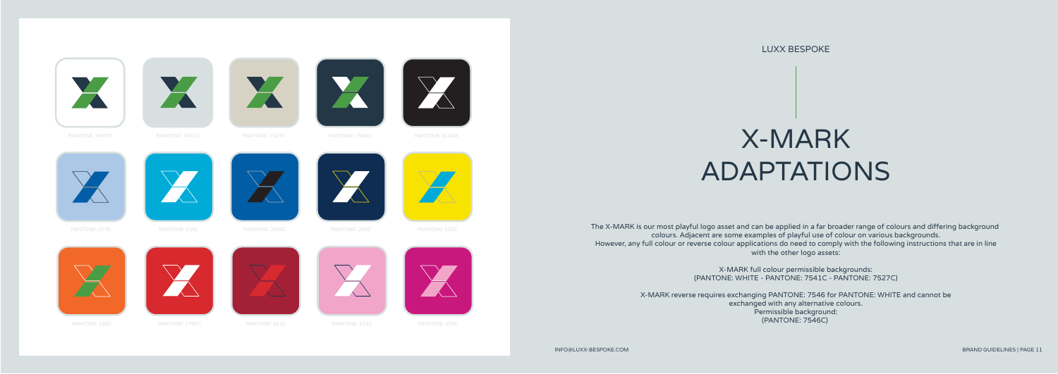LUXX BESPOKE

# X-MARK ADAPTATIONS

PANTONE: WHITE

PANTONE: 7541C

PANTONE: 7527C

PANTONE: 7546C

PANTONE: BLACK

PANTONE: 277C

PANTONE: 638C

PANTONE: 2935C

PANTONE: 295C

PANTONE: 102C

PANTONE: 165C

PANTONE: 1795C

PANTONE: 202C

PANTONE: 223C

PANTONE: 233C

The X-MARK is our most playful logo asset and can be applied in a far broader range of colours and differing background colours. Adjacent are some examples of playful use of colour on various backgrounds. However, any full colour or reverse colour applications do need to comply with the following instructions that are in line with the other logo assets:

X-MARK full colour permissible backgrounds:
(PANTONE: WHITE - PANTONE: 7541C - PANTONE: 7527C)

X-MARK reverse requires exchanging PANTONE: 7546 for PANTONE: WHITE and cannot be exchanged with any alternative colours.
Permissible background:
(PANTONE: 7546C)

INFO@LUXX-BESPOKE.COM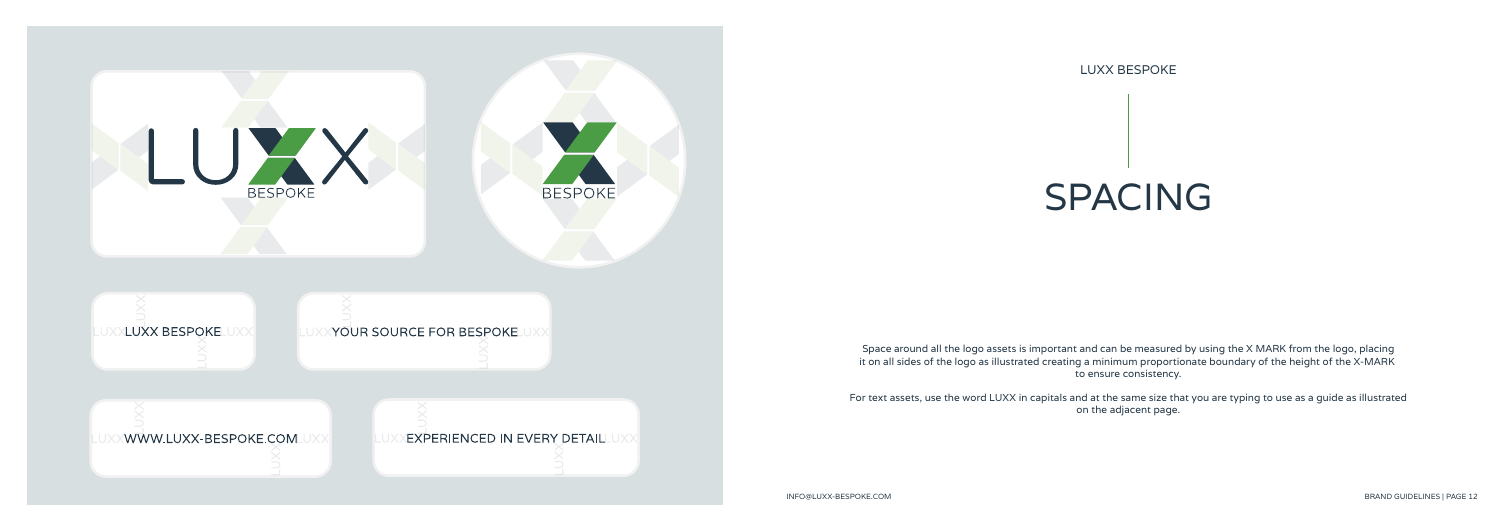LUXX BESPOKE

# SPACING

Space around all the logo assets is important and can be measured by using the X MARK from the logo, placing it on all sides of the logo as illustrated creating a minimum proportionate boundary of the height of the X-MARK to ensure consistency.

For text assets, use the word LUXX in capitals and at the same size that you are typing to use as a guide as illustrated on the adjacent page.

INFO@LUXX-BESPOKE.COM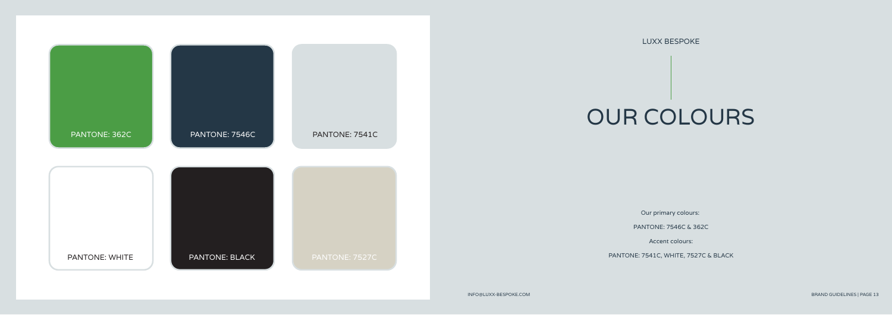PANTONE: 362C

PANTONE: 7546C

PANTONE: 7541C

PANTONE: WHITE

PANTONE: BLACK

PANTONE: 7527C

LUXX BESPOKE

# OUR COLOURS

Our primary colours:

PANTONE: 7546C & 362C

Accent colours:

PANTONE: 7541C, WHITE, 7527C & BLACK

INFO@LUXX-BESPOKE.COM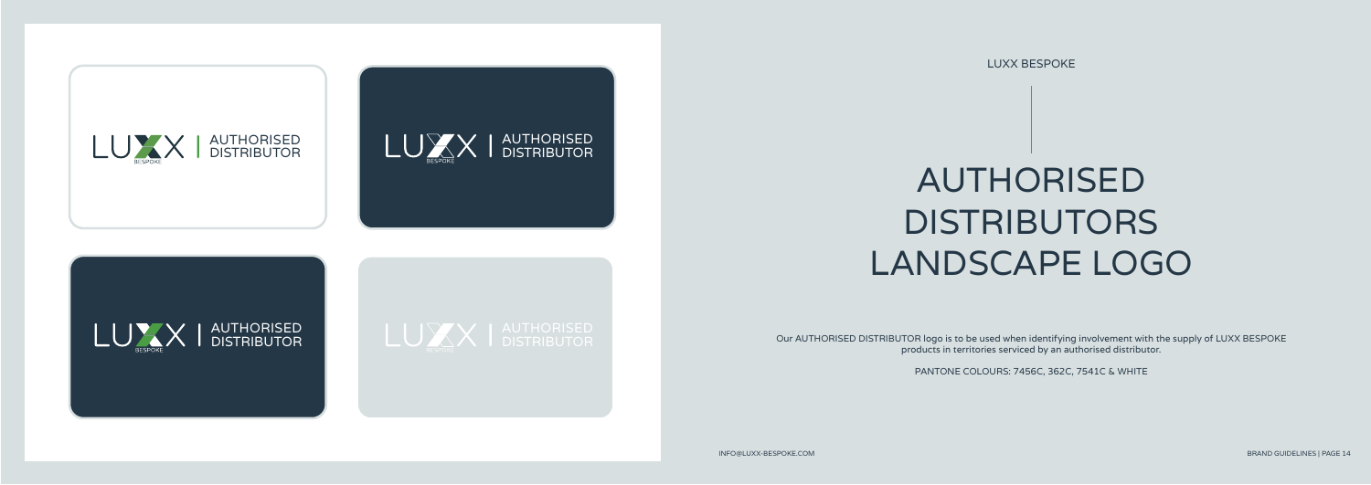LUXX BESPOKE

# AUTHORISED DISTRIBUTORS LANDSCAPE LOGO

Our AUTHORISED DISTRIBUTOR logo is to be used when identifying involvement with the supply of LUXX BESPOKE products in territories serviced by an authorised distributor.

PANTONE COLOURS: 7456C, 362C, 7541C & WHITE

INFO@LUXX-BESPOKE.COM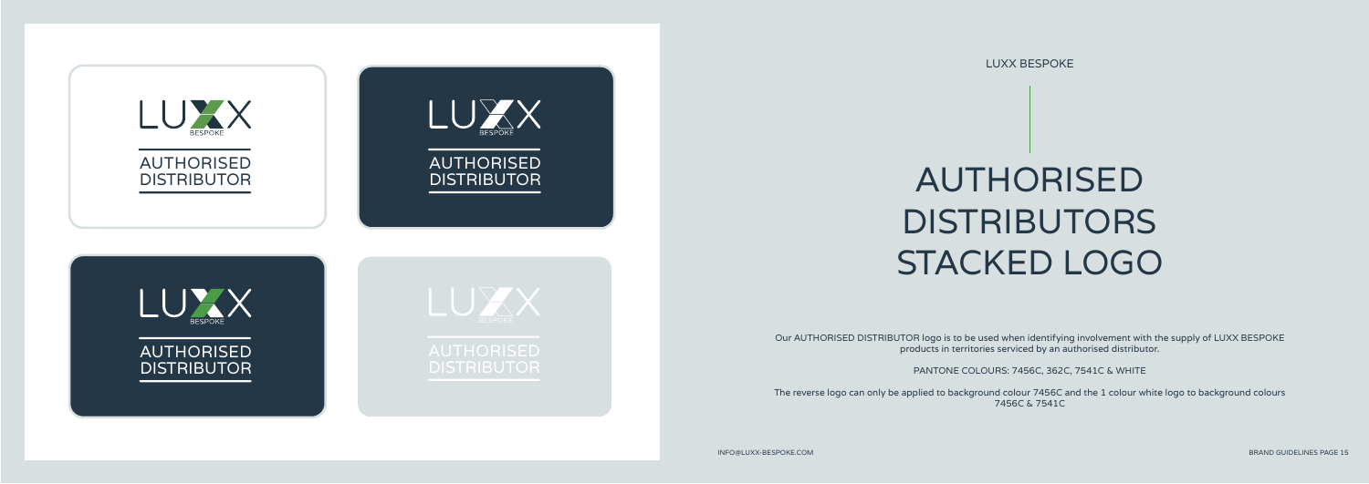LUXX BESPOKE

# AUTHORISED DISTRIBUTORS STACKED LOGO

Our AUTHORISED DISTRIBUTOR logo is to be used when identifying involvement with the supply of LUXX BESPOKE products in territories serviced by an authorised distributor.

PANTONE COLOURS: 7456C, 362C, 7541C & WHITE

The reverse logo can only be applied to background colour 7456C and the 1 colour white logo to background colours 7456C & 7541C

INFO@LUXX-BESPOKE.COM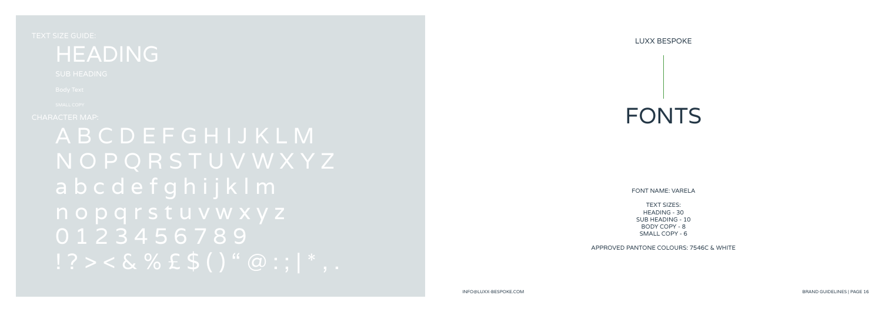TEXT SIZE GUIDE:

# HEADING

SUB HEADING

Body Text

SMALL COPY

CHARACTER MAP:

A B C D E F G H I J K L M
N O P Q R S T U V W X Y Z
a b c d e f g h i j k l m
n o p q r s t u v w x y z
0 1 2 3 4 5 6 7 8 9
! ? > < & % £ $ ( ) " @ : ; | * , .

LUXX BESPOKE

# FONTS

FONT NAME: VARELA

TEXT SIZES:
HEADING - 30
SUB HEADING - 10
BODY COPY - 8
SMALL COPY - 6

APPROVED PANTONE COLOURS: 7546C & WHITE

INFO@LUXX-BESPOKE.COM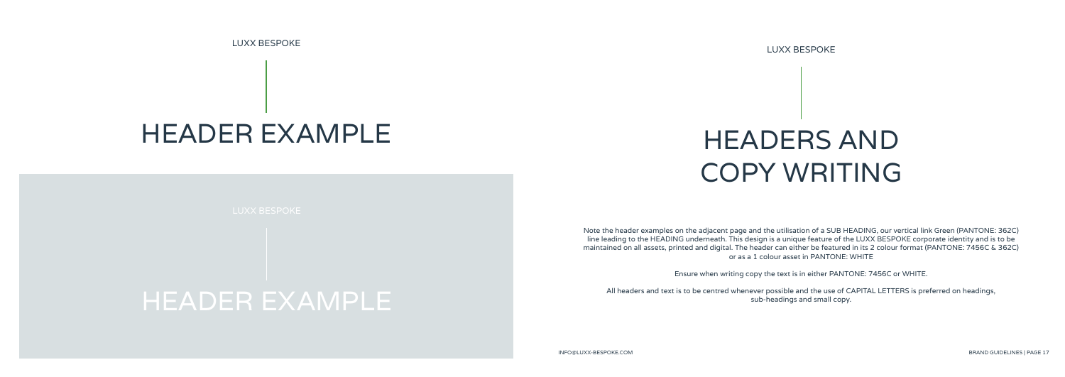LUXX BESPOKE

# HEADER EXAMPLE

LUXX BESPOKE

# HEADER EXAMPLE

LUXX BESPOKE

# HEADERS AND COPY WRITING

Note the header examples on the adjacent page and the utilisation of a SUB HEADING, our vertical link Green (PANTONE: 362C) line leading to the HEADING underneath. This design is a unique feature of the LUXX BESPOKE corporate identity and is to be maintained on all assets, printed and digital. The header can either be featured in its 2 colour format (PANTONE: 7456C & 362C) or as a 1 colour asset in PANTONE: WHITE

Ensure when writing copy the text is in either PANTONE: 7456C or WHITE.

All headers and text is to be centred whenever possible and the use of CAPITAL LETTERS is preferred on headings, sub-headings and small copy.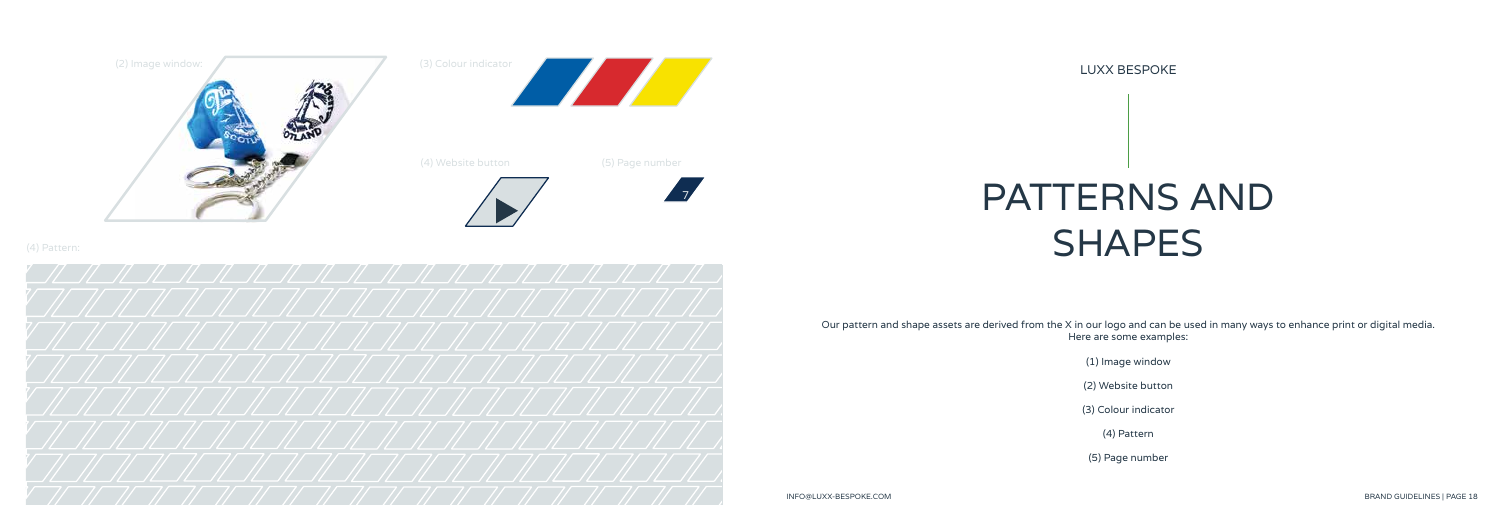(2) Image window:

(3) Colour indicator

(4) Website button

(5) Page number

(4) Pattern:

LUXX BESPOKE

# PATTERNS AND SHAPES

Our pattern and shape assets are derived from the X in our logo and can be used in many ways to enhance print or digital media. Here are some examples:

(1) Image window

(2) Website button

(3) Colour indicator

(4) Pattern

(5) Page number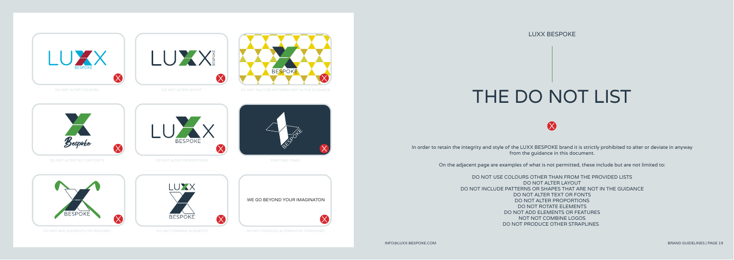DO NOT ALTER COLOURS

DO NOT ALTER LAYOUT

DO NOT INCLUDE PATTERNS NOT IN THE GUIDANCE

DO NOT ALTER TEXT OR FONTS

DO NOT ALTER PROPORTIONS

PANTONE: 7545C

DO NOT ADD ELEMENTS OR FEATURES

DO NOT COMBINE ELEMENTS

WE GO BEYOND YOUR IMAGINATON

DO NOT PRODUCE ALTERNATIVE STRAPLINES

LUXX BESPOKE

# THE DO NOT LIST

In order to retain the integrity and style of the LUXX BESPOKE brand it is strictly prohibited to alter or deviate in anyway from the guidance in this document.

On the adjacent page are examples of what is not permitted, these include but are not limited to:

DO NOT USE COLOURS OTHER THAN FROM THE PROVIDED LISTS
DO NOT ALTER LAYOUT
DO NOT INCLUDE PATTERNS OR SHAPES THAT ARE NOT IN THE GUIDANCE
DO NOT ALTER TEXT OR FONTS
DO NOT ALTER PROPORTIONS
DO NOT ROTATE ELEMENTS
DO NOT ADD ELEMENTS OR FEATURES
NOT NOT COMBINE LOGOS
DO NOT PRODUCE OTHER STRAPLINES

INFO@LUXX-BESPOKE.COM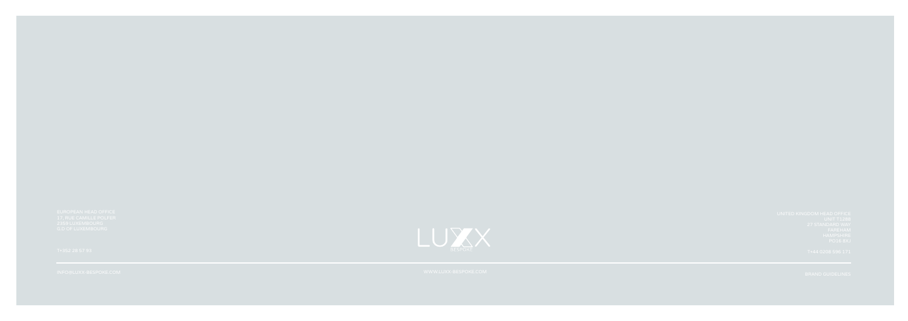EUROPEAN HEAD OFFICE
17, RUE CAMILLE POLFER
2359 LUXEMBOURG
G.D OF LUXEMBOURG

T+352 28 57 93

LUXX
BESPOKE

UNITED KINGDOM HEAD OFFICE
UNIT T1288
27 STANDARD WAY
FAREHAM
HAMPSHIRE
PO16 8XJ

T+44 0208 596 171

INFO@LUXX-BESPOKE.COM

WWW.LUXX-BESPOKE.COM